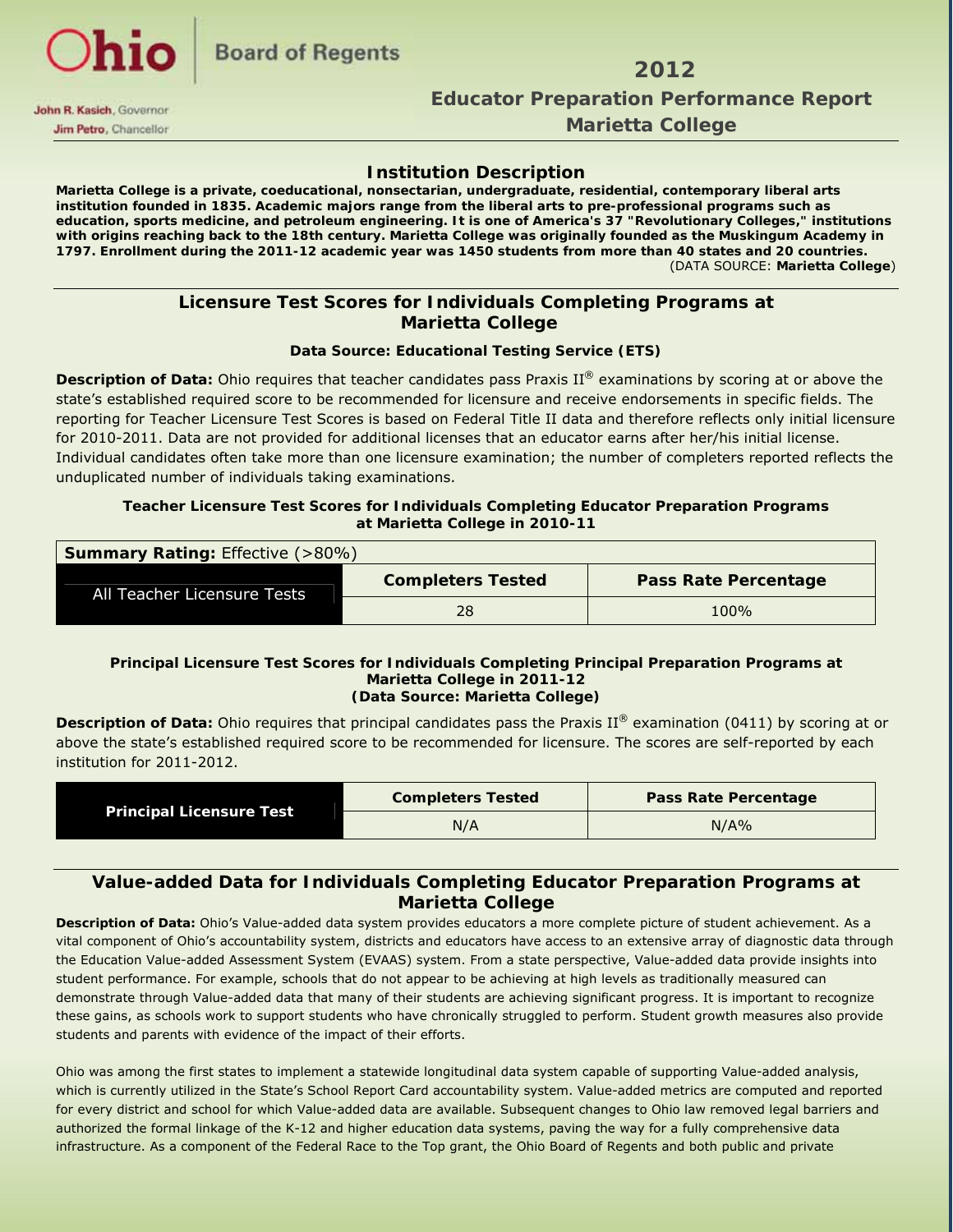Ohio Board of Regents

John R. Kasich, Governor
Jim Petro, Chancellor

# 2012

## Educator Preparation Performance Report

## Marietta College

### Institution Description

**Marietta College is a private, coeducational, nonsectarian, undergraduate, residential, contemporary liberal arts institution founded in 1835. Academic majors range from the liberal arts to pre-professional programs such as education, sports medicine, and petroleum engineering. It is one of America's 37 "Revolutionary Colleges," institutions with origins reaching back to the 18th century. Marietta College was originally founded as the Muskingum Academy in 1797. Enrollment during the 2011-12 academic year was 1450 students from more than 40 states and 20 countries.**

(DATA SOURCE: **Marietta College**)

---

## Licensure Test Scores for Individuals Completing Programs at Marietta College

**Data Source: Educational Testing Service (ETS)**

**Description of Data:** Ohio requires that teacher candidates pass Praxis II® examinations by scoring at or above the state's established required score to be recommended for licensure and receive endorsements in specific fields. The reporting for Teacher Licensure Test Scores is based on Federal Title II data and therefore reflects only initial licensure for 2010-2011. Data are not provided for additional licenses that an educator earns after her/his initial license. Individual candidates often take more than one licensure examination; the number of completers reported reflects the unduplicated number of individuals taking examinations.

**Teacher Licensure Test Scores for Individuals Completing Educator Preparation Programs at Marietta College in 2010-11**

| **Summary Rating:** Effective (>80%) | | |
|---|---|---|
| All Teacher Licensure Tests | **Completers Tested** | **Pass Rate Percentage** |
| | 28 | 100% |

**Principal Licensure Test Scores for Individuals Completing Principal Preparation Programs at Marietta College in 2011-12**
**(Data Source: Marietta College)**

**Description of Data:** Ohio requires that principal candidates pass the Praxis II® examination (0411) by scoring at or above the state's established required score to be recommended for licensure. The scores are self-reported by each institution for 2011-2012.

| **Principal Licensure Test** | **Completers Tested** | **Pass Rate Percentage** |
|---|---|---|
| | N/A | N/A% |

---

## Value-added Data for Individuals Completing Educator Preparation Programs at Marietta College

**Description of Data:** Ohio's Value-added data system provides educators a more complete picture of student achievement. As a vital component of Ohio's accountability system, districts and educators have access to an extensive array of diagnostic data through the Education Value-added Assessment System (EVAAS) system. From a state perspective, Value-added data provide insights into student performance. For example, schools that do not appear to be achieving at high levels as traditionally measured can demonstrate through Value-added data that many of their students are achieving significant progress. It is important to recognize these gains, as schools work to support students who have chronically struggled to perform. Student growth measures also provide students and parents with evidence of the impact of their efforts.

Ohio was among the first states to implement a statewide longitudinal data system capable of supporting Value-added analysis, which is currently utilized in the State's School Report Card accountability system. Value-added metrics are computed and reported for every district and school for which Value-added data are available. Subsequent changes to Ohio law removed legal barriers and authorized the formal linkage of the K-12 and higher education data systems, paving the way for a fully comprehensive data infrastructure. As a component of the Federal Race to the Top grant, the Ohio Board of Regents and both public and private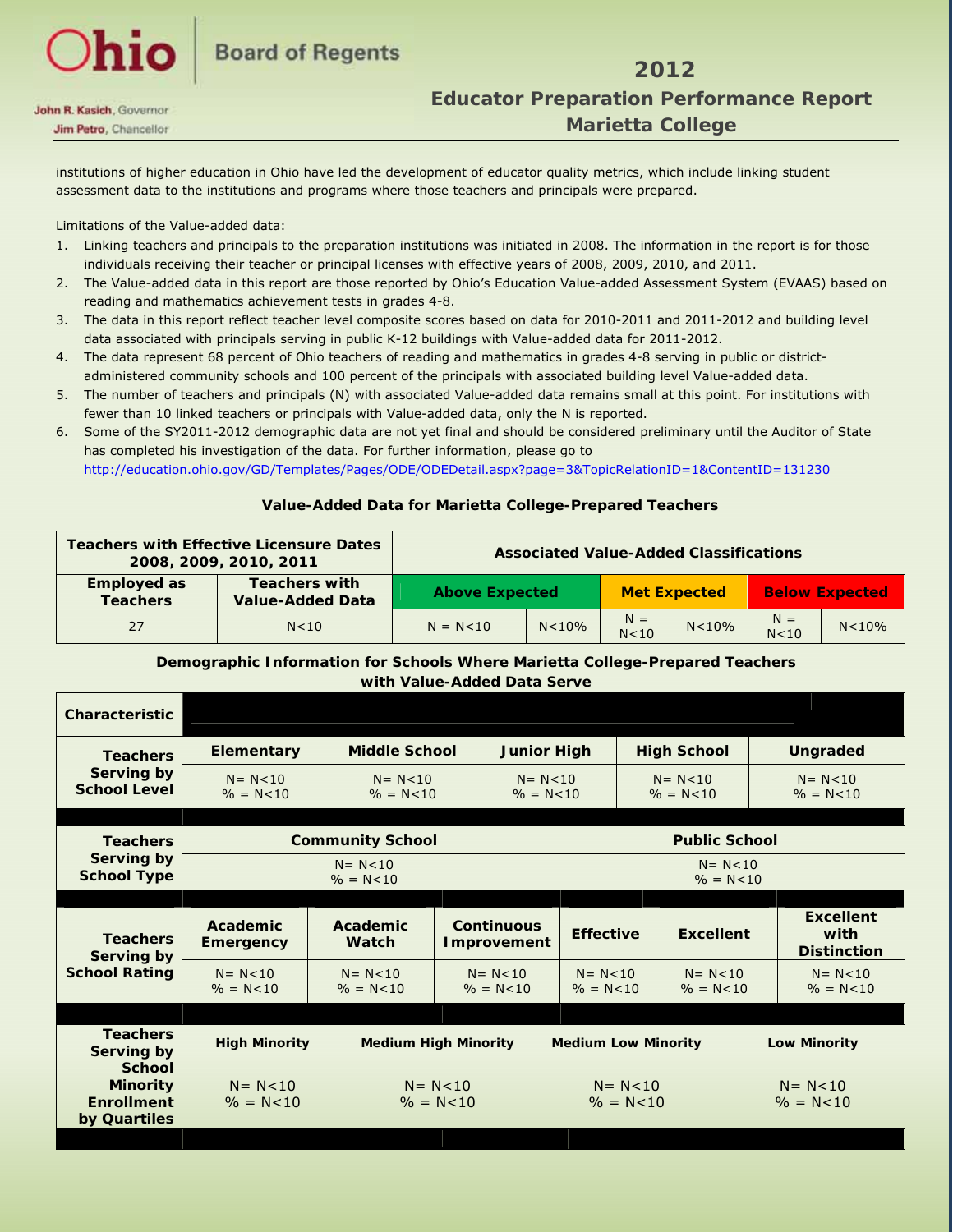institutions of higher education in Ohio have led the development of educator quality metrics, which include linking student assessment data to the institutions and programs where those teachers and principals were prepared.

Limitations of the Value-added data:

1. Linking teachers and principals to the preparation institutions was initiated in 2008. The information in the report is for those individuals receiving their teacher or principal licenses with effective years of 2008, 2009, 2010, and 2011.
2. The Value-added data in this report are those reported by Ohio's Education Value-added Assessment System (EVAAS) based on reading and mathematics achievement tests in grades 4-8.
3. The data in this report reflect teacher level composite scores based on data for 2010-2011 and 2011-2012 and building level data associated with principals serving in public K-12 buildings with Value-added data for 2011-2012.
4. The data represent 68 percent of Ohio teachers of reading and mathematics in grades 4-8 serving in public or district-administered community schools and 100 percent of the principals with associated building level Value-added data.
5. The number of teachers and principals (N) with associated Value-added data remains small at this point. For institutions with fewer than 10 linked teachers or principals with Value-added data, only the N is reported.
6. Some of the SY2011-2012 demographic data are not yet final and should be considered preliminary until the Auditor of State has completed his investigation of the data. For further information, please go to http://education.ohio.gov/GD/Templates/Pages/ODE/ODEDetail.aspx?page=3&TopicRelationID=1&ContentID=131230

### Value-Added Data for Marietta College-Prepared Teachers

| Teachers with Effective Licensure Dates 2008, 2009, 2010, 2011 | | Associated Value-Added Classifications | | | | | |
|---|---|---|---|---|---|---|---|
| Employed as Teachers | Teachers with Value-Added Data | Above Expected | | Met Expected | | Below Expected | |
| 27 | N<10 | N = N<10 | N<10% | N = N<10 | N<10% | N = N<10 | N<10% |

### Demographic Information for Schools Where Marietta College-Prepared Teachers with Value-Added Data Serve

| Characteristic | | | | | | |
|---|---|---|---|---|---|---|
| Teachers Serving by School Level | Elementary | Middle School | Junior High | High School | Ungraded | |
| | N= N<10<br>% = N<10 | N= N<10<br>% = N<10 | N= N<10<br>% = N<10 | N= N<10<br>% = N<10 | N= N<10<br>% = N<10 | |
| Teachers Serving by School Type | Community School | | | Public School | | |
| | N= N<10<br>% = N<10 | | | N= N<10<br>% = N<10 | | |
| Teachers Serving by School Rating | Academic Emergency | Academic Watch | Continuous Improvement | Effective | Excellent | Excellent with Distinction |
| | N= N<10<br>% = N<10 | N= N<10<br>% = N<10 | N= N<10<br>% = N<10 | N= N<10<br>% = N<10 | N= N<10<br>% = N<10 | N= N<10<br>% = N<10 |
| Teachers Serving by School Minority Enrollment by Quartiles | High Minority | Medium High Minority | Medium Low Minority | Low Minority | | |
| | N= N<10<br>% = N<10 | N= N<10<br>% = N<10 | N= N<10<br>% = N<10 | N= N<10<br>% = N<10 | | |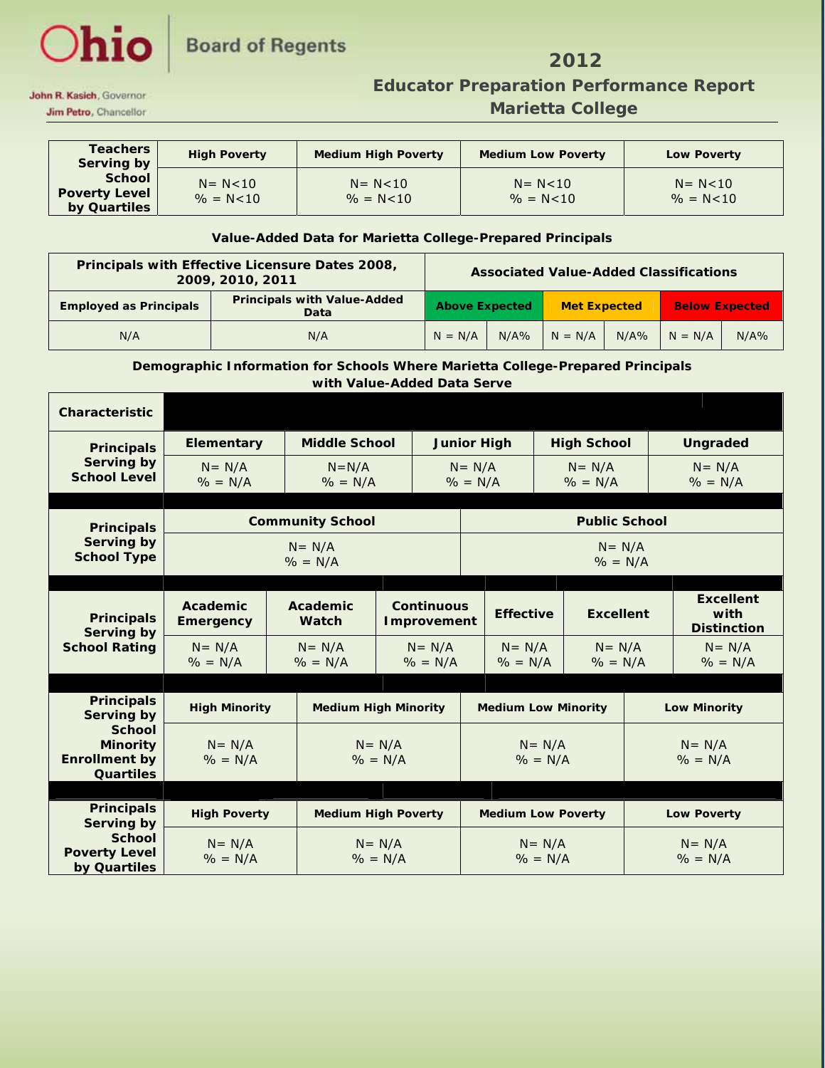# 2012

## Educator Preparation Performance Report
## Marietta College

| Teachers Serving by School Poverty Level by Quartiles | High Poverty | Medium High Poverty | Medium Low Poverty | Low Poverty |
|---|---|---|---|---|
| | N= N<10<br>% = N<10 | N= N<10<br>% = N<10 | N= N<10<br>% = N<10 | N= N<10<br>% = N<10 |

### Value-Added Data for Marietta College-Prepared Principals

| Principals with Effective Licensure Dates 2008, 2009, 2010, 2011 | | Associated Value-Added Classifications | | | | | |
|---|---|---|---|---|---|---|---|
| Employed as Principals | Principals with Value-Added Data | Above Expected | | Met Expected | | Below Expected | |
| N/A | N/A | N = N/A | N/A% | N = N/A | N/A% | N = N/A | N/A% |

### Demographic Information for Schools Where Marietta College-Prepared Principals with Value-Added Data Serve

| Characteristic | | | | | |
|---|---|---|---|---|---|
| Principals Serving by School Level | Elementary | Middle School | Junior High | High School | Ungraded |
| | N= N/A<br>% = N/A | N=N/A<br>% = N/A | N= N/A<br>% = N/A | N= N/A<br>% = N/A | N= N/A<br>% = N/A |

| Principals Serving by School Type | Community School | Public School |
|---|---|---|
| | N= N/A<br>% = N/A | N= N/A<br>% = N/A |

| Principals Serving by School Rating | Academic Emergency | Academic Watch | Continuous Improvement | Effective | Excellent | Excellent with Distinction |
|---|---|---|---|---|---|---|
| | N= N/A<br>% = N/A | N= N/A<br>% = N/A | N= N/A<br>% = N/A | N= N/A<br>% = N/A | N= N/A<br>% = N/A | N= N/A<br>% = N/A |

| Principals Serving by School Minority Enrollment by Quartiles | High Minority | Medium High Minority | Medium Low Minority | Low Minority |
|---|---|---|---|---|
| | N= N/A<br>% = N/A | N= N/A<br>% = N/A | N= N/A<br>% = N/A | N= N/A<br>% = N/A |

| Principals Serving by School Poverty Level by Quartiles | High Poverty | Medium High Poverty | Medium Low Poverty | Low Poverty |
|---|---|---|---|---|
| | N= N/A<br>% = N/A | N= N/A<br>% = N/A | N= N/A<br>% = N/A | N= N/A<br>% = N/A |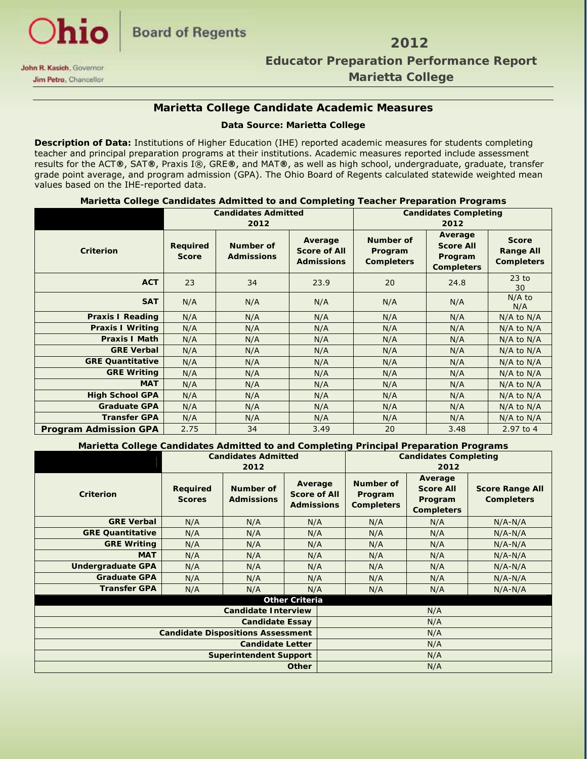# 2012

## Educator Preparation Performance Report

## Marietta College

### Marietta College Candidate Academic Measures

**Data Source: Marietta College**

**Description of Data:** Institutions of Higher Education (IHE) reported academic measures for students completing teacher and principal preparation programs at their institutions. Academic measures reported include assessment results for the ACT®, SAT®, Praxis I®, GRE®, and MAT®, as well as high school, undergraduate, graduate, transfer grade point average, and program admission (GPA). The Ohio Board of Regents calculated statewide weighted mean values based on the IHE-reported data.

**Marietta College Candidates Admitted to and Completing Teacher Preparation Programs**

| | Candidates Admitted 2012 | | | Candidates Completing 2012 | | |
|---|---|---|---|---|---|---|
| **Criterion** | **Required Score** | **Number of Admissions** | **Average Score of All Admissions** | **Number of Program Completers** | **Average Score All Program Completers** | **Score Range All Completers** |
| **ACT** | 23 | 34 | 23.9 | 20 | 24.8 | 23 to 30 |
| **SAT** | N/A | N/A | N/A | N/A | N/A | N/A to N/A |
| **Praxis I Reading** | N/A | N/A | N/A | N/A | N/A | N/A to N/A |
| **Praxis I Writing** | N/A | N/A | N/A | N/A | N/A | N/A to N/A |
| **Praxis I Math** | N/A | N/A | N/A | N/A | N/A | N/A to N/A |
| **GRE Verbal** | N/A | N/A | N/A | N/A | N/A | N/A to N/A |
| **GRE Quantitative** | N/A | N/A | N/A | N/A | N/A | N/A to N/A |
| **GRE Writing** | N/A | N/A | N/A | N/A | N/A | N/A to N/A |
| **MAT** | N/A | N/A | N/A | N/A | N/A | N/A to N/A |
| **High School GPA** | N/A | N/A | N/A | N/A | N/A | N/A to N/A |
| **Graduate GPA** | N/A | N/A | N/A | N/A | N/A | N/A to N/A |
| **Transfer GPA** | N/A | N/A | N/A | N/A | N/A | N/A to N/A |
| **Program Admission GPA** | 2.75 | 34 | 3.49 | 20 | 3.48 | 2.97 to 4 |

**Marietta College Candidates Admitted to and Completing Principal Preparation Programs**

| | Candidates Admitted 2012 | | | Candidates Completing 2012 | | |
|---|---|---|---|---|---|---|
| **Criterion** | **Required Scores** | **Number of Admissions** | **Average Score of All Admissions** | **Number of Program Completers** | **Average Score All Program Completers** | **Score Range All Completers** |
| **GRE Verbal** | N/A | N/A | N/A | N/A | N/A | N/A-N/A |
| **GRE Quantitative** | N/A | N/A | N/A | N/A | N/A | N/A-N/A |
| **GRE Writing** | N/A | N/A | N/A | N/A | N/A | N/A-N/A |
| **MAT** | N/A | N/A | N/A | N/A | N/A | N/A-N/A |
| **Undergraduate GPA** | N/A | N/A | N/A | N/A | N/A | N/A-N/A |
| **Graduate GPA** | N/A | N/A | N/A | N/A | N/A | N/A-N/A |
| **Transfer GPA** | N/A | N/A | N/A | N/A | N/A | N/A-N/A |

| Other Criteria | |
|---|---|
| **Candidate Interview** | N/A |
| **Candidate Essay** | N/A |
| **Candidate Dispositions Assessment** | N/A |
| **Candidate Letter** | N/A |
| **Superintendent Support** | N/A |
| **Other** | N/A |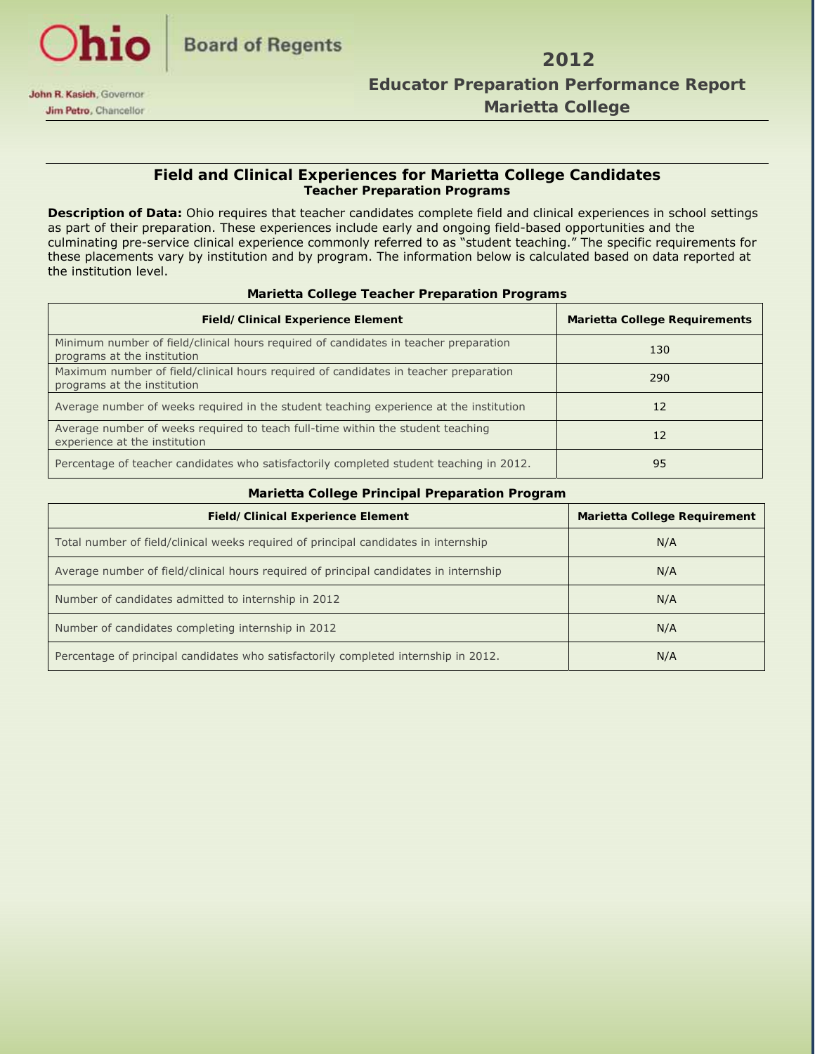Ohio Board of Regents

John R. Kasich, Governor
Jim Petro, Chancellor

# 2012
# Educator Preparation Performance Report
# Marietta College

## Field and Clinical Experiences for Marietta College Candidates
### Teacher Preparation Programs

**Description of Data:** Ohio requires that teacher candidates complete field and clinical experiences in school settings as part of their preparation. These experiences include early and ongoing field-based opportunities and the culminating pre-service clinical experience commonly referred to as "student teaching." The specific requirements for these placements vary by institution and by program. The information below is calculated based on data reported at the institution level.

**Marietta College Teacher Preparation Programs**

| Field/Clinical Experience Element | Marietta College Requirements |
|---|---|
| Minimum number of field/clinical hours required of candidates in teacher preparation programs at the institution | 130 |
| Maximum number of field/clinical hours required of candidates in teacher preparation programs at the institution | 290 |
| Average number of weeks required in the student teaching experience at the institution | 12 |
| Average number of weeks required to teach full-time within the student teaching experience at the institution | 12 |
| Percentage of teacher candidates who satisfactorily completed student teaching in 2012. | 95 |

**Marietta College Principal Preparation Program**

| Field/Clinical Experience Element | Marietta College Requirement |
|---|---|
| Total number of field/clinical weeks required of principal candidates in internship | N/A |
| Average number of field/clinical hours required of principal candidates in internship | N/A |
| Number of candidates admitted to internship in 2012 | N/A |
| Number of candidates completing internship in 2012 | N/A |
| Percentage of principal candidates who satisfactorily completed internship in 2012. | N/A |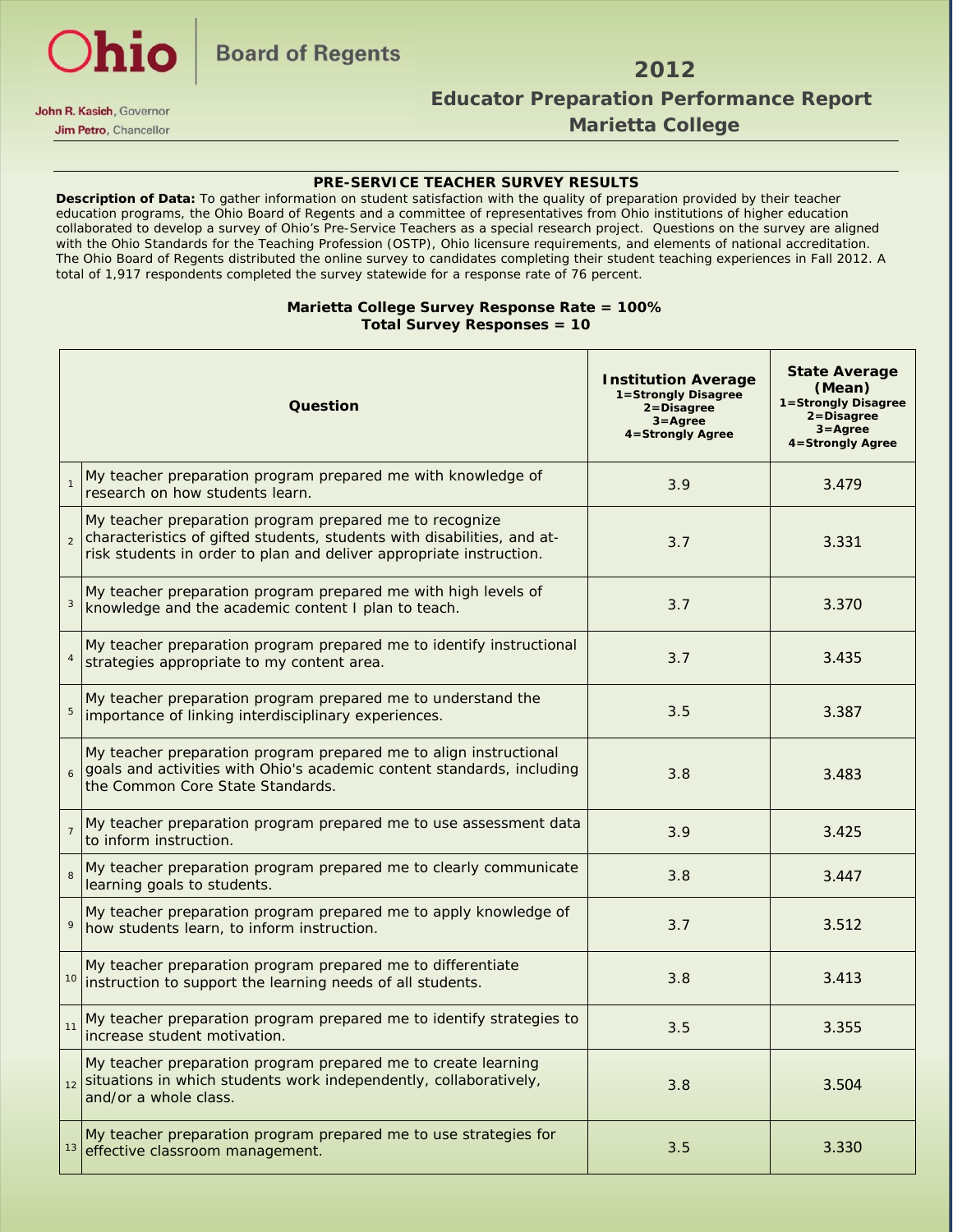Ohio Board of Regents

John R. Kasich, Governor
Jim Petro, Chancellor

# 2012

## Educator Preparation Performance Report
## Marietta College

### PRE-SERVICE TEACHER SURVEY RESULTS

**Description of Data:** To gather information on student satisfaction with the quality of preparation provided by their teacher education programs, the Ohio Board of Regents and a committee of representatives from Ohio institutions of higher education collaborated to develop a survey of Ohio's Pre-Service Teachers as a special research project. Questions on the survey are aligned with the Ohio Standards for the Teaching Profession (OSTP), Ohio licensure requirements, and elements of national accreditation. The Ohio Board of Regents distributed the online survey to candidates completing their student teaching experiences in Fall 2012. A total of 1,917 respondents completed the survey statewide for a response rate of 76 percent.

**Marietta College Survey Response Rate = 100%**
**Total Survey Responses = 10**

| | Question | Institution Average 1=Strongly Disagree 2=Disagree 3=Agree 4=Strongly Agree | State Average (Mean) 1=Strongly Disagree 2=Disagree 3=Agree 4=Strongly Agree |
|---|---|---|---|
| 1 | My teacher preparation program prepared me with knowledge of research on how students learn. | 3.9 | 3.479 |
| 2 | My teacher preparation program prepared me to recognize characteristics of gifted students, students with disabilities, and at-risk students in order to plan and deliver appropriate instruction. | 3.7 | 3.331 |
| 3 | My teacher preparation program prepared me with high levels of knowledge and the academic content I plan to teach. | 3.7 | 3.370 |
| 4 | My teacher preparation program prepared me to identify instructional strategies appropriate to my content area. | 3.7 | 3.435 |
| 5 | My teacher preparation program prepared me to understand the importance of linking interdisciplinary experiences. | 3.5 | 3.387 |
| 6 | My teacher preparation program prepared me to align instructional goals and activities with Ohio's academic content standards, including the Common Core State Standards. | 3.8 | 3.483 |
| 7 | My teacher preparation program prepared me to use assessment data to inform instruction. | 3.9 | 3.425 |
| 8 | My teacher preparation program prepared me to clearly communicate learning goals to students. | 3.8 | 3.447 |
| 9 | My teacher preparation program prepared me to apply knowledge of how students learn, to inform instruction. | 3.7 | 3.512 |
| 10 | My teacher preparation program prepared me to differentiate instruction to support the learning needs of all students. | 3.8 | 3.413 |
| 11 | My teacher preparation program prepared me to identify strategies to increase student motivation. | 3.5 | 3.355 |
| 12 | My teacher preparation program prepared me to create learning situations in which students work independently, collaboratively, and/or a whole class. | 3.8 | 3.504 |
| 13 | My teacher preparation program prepared me to use strategies for effective classroom management. | 3.5 | 3.330 |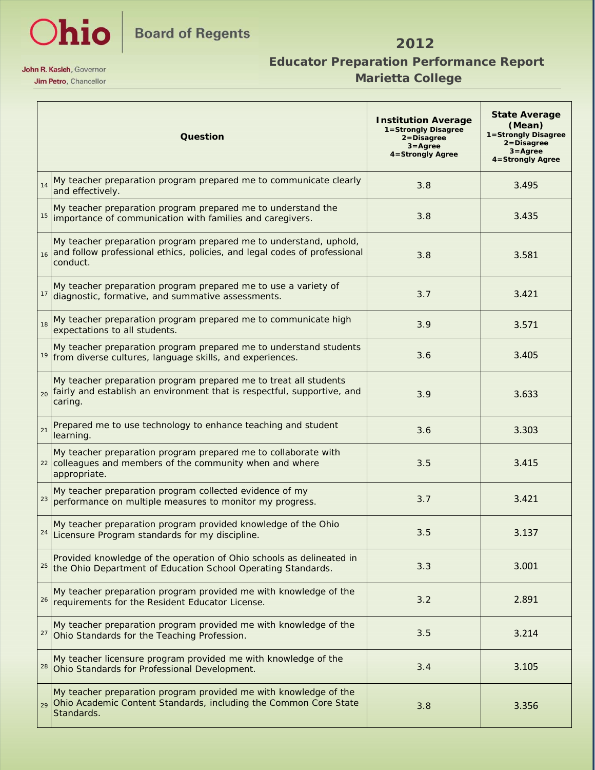**Ohio** | Board of Regents

John R. Kasich, Governor
Jim Petro, Chancellor

# 2012
## Educator Preparation Performance Report
## Marietta College

| | Question | Institution Average 1=Strongly Disagree 2=Disagree 3=Agree 4=Strongly Agree | State Average (Mean) 1=Strongly Disagree 2=Disagree 3=Agree 4=Strongly Agree |
|---|---|---|---|
| 14 | My teacher preparation program prepared me to communicate clearly and effectively. | 3.8 | 3.495 |
| 15 | My teacher preparation program prepared me to understand the importance of communication with families and caregivers. | 3.8 | 3.435 |
| 16 | My teacher preparation program prepared me to understand, uphold, and follow professional ethics, policies, and legal codes of professional conduct. | 3.8 | 3.581 |
| 17 | My teacher preparation program prepared me to use a variety of diagnostic, formative, and summative assessments. | 3.7 | 3.421 |
| 18 | My teacher preparation program prepared me to communicate high expectations to all students. | 3.9 | 3.571 |
| 19 | My teacher preparation program prepared me to understand students from diverse cultures, language skills, and experiences. | 3.6 | 3.405 |
| 20 | My teacher preparation program prepared me to treat all students fairly and establish an environment that is respectful, supportive, and caring. | 3.9 | 3.633 |
| 21 | Prepared me to use technology to enhance teaching and student learning. | 3.6 | 3.303 |
| 22 | My teacher preparation program prepared me to collaborate with colleagues and members of the community when and where appropriate. | 3.5 | 3.415 |
| 23 | My teacher preparation program collected evidence of my performance on multiple measures to monitor my progress. | 3.7 | 3.421 |
| 24 | My teacher preparation program provided knowledge of the Ohio Licensure Program standards for my discipline. | 3.5 | 3.137 |
| 25 | Provided knowledge of the operation of Ohio schools as delineated in the Ohio Department of Education School Operating Standards. | 3.3 | 3.001 |
| 26 | My teacher preparation program provided me with knowledge of the requirements for the Resident Educator License. | 3.2 | 2.891 |
| 27 | My teacher preparation program provided me with knowledge of the Ohio Standards for the Teaching Profession. | 3.5 | 3.214 |
| 28 | My teacher licensure program provided me with knowledge of the Ohio Standards for Professional Development. | 3.4 | 3.105 |
| 29 | My teacher preparation program provided me with knowledge of the Ohio Academic Content Standards, including the Common Core State Standards. | 3.8 | 3.356 |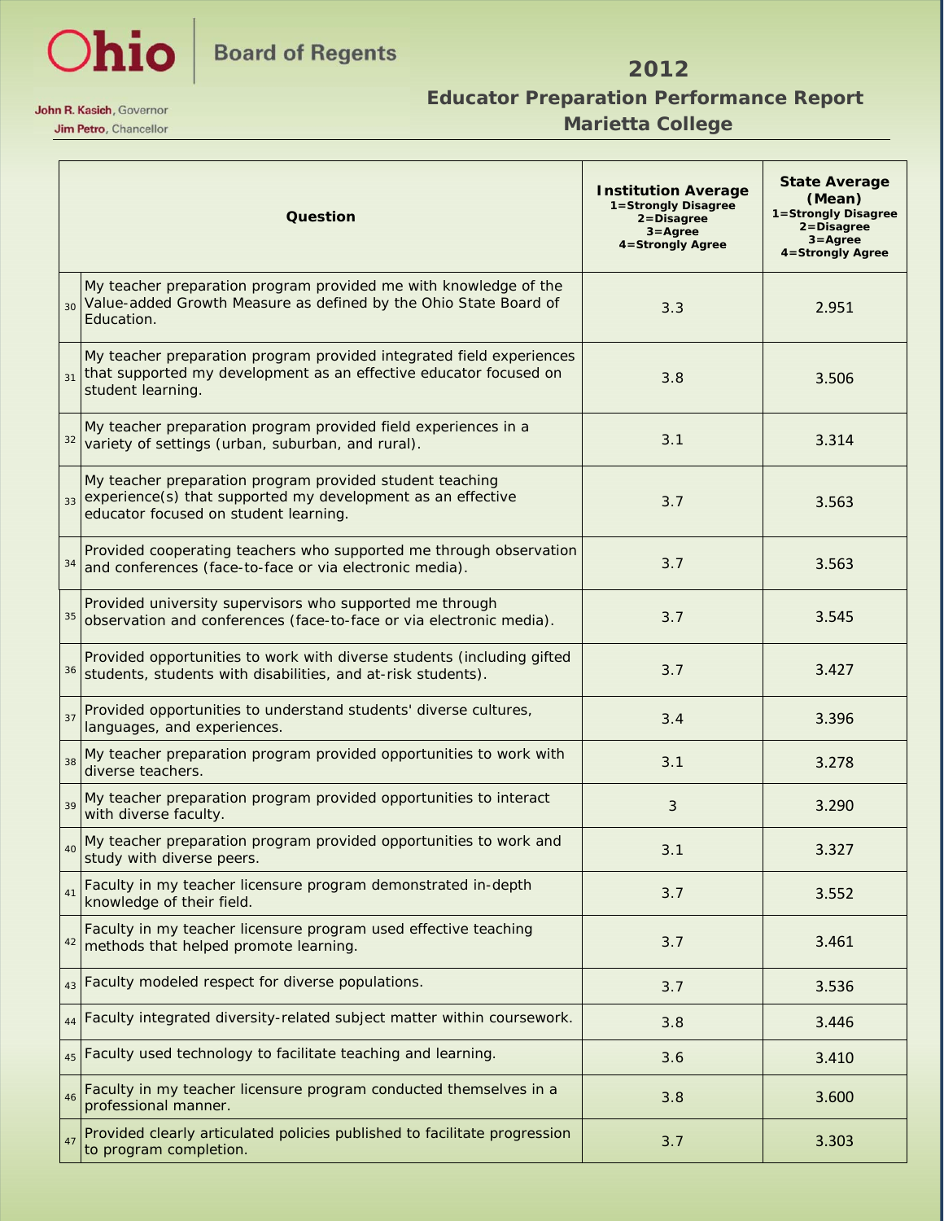Ohio Board of Regents

John R. Kasich, Governor
Jim Petro, Chancellor

# 2012

## Educator Preparation Performance Report

## Marietta College

| | Question | Institution Average 1=Strongly Disagree 2=Disagree 3=Agree 4=Strongly Agree | State Average (Mean) 1=Strongly Disagree 2=Disagree 3=Agree 4=Strongly Agree |
|---|---|---|---|
| 30 | My teacher preparation program provided me with knowledge of the Value-added Growth Measure as defined by the Ohio State Board of Education. | 3.3 | 2.951 |
| 31 | My teacher preparation program provided integrated field experiences that supported my development as an effective educator focused on student learning. | 3.8 | 3.506 |
| 32 | My teacher preparation program provided field experiences in a variety of settings (urban, suburban, and rural). | 3.1 | 3.314 |
| 33 | My teacher preparation program provided student teaching experience(s) that supported my development as an effective educator focused on student learning. | 3.7 | 3.563 |
| 34 | Provided cooperating teachers who supported me through observation and conferences (face-to-face or via electronic media). | 3.7 | 3.563 |
| 35 | Provided university supervisors who supported me through observation and conferences (face-to-face or via electronic media). | 3.7 | 3.545 |
| 36 | Provided opportunities to work with diverse students (including gifted students, students with disabilities, and at-risk students). | 3.7 | 3.427 |
| 37 | Provided opportunities to understand students' diverse cultures, languages, and experiences. | 3.4 | 3.396 |
| 38 | My teacher preparation program provided opportunities to work with diverse teachers. | 3.1 | 3.278 |
| 39 | My teacher preparation program provided opportunities to interact with diverse faculty. | 3 | 3.290 |
| 40 | My teacher preparation program provided opportunities to work and study with diverse peers. | 3.1 | 3.327 |
| 41 | Faculty in my teacher licensure program demonstrated in-depth knowledge of their field. | 3.7 | 3.552 |
| 42 | Faculty in my teacher licensure program used effective teaching methods that helped promote learning. | 3.7 | 3.461 |
| 43 | Faculty modeled respect for diverse populations. | 3.7 | 3.536 |
| 44 | Faculty integrated diversity-related subject matter within coursework. | 3.8 | 3.446 |
| 45 | Faculty used technology to facilitate teaching and learning. | 3.6 | 3.410 |
| 46 | Faculty in my teacher licensure program conducted themselves in a professional manner. | 3.8 | 3.600 |
| 47 | Provided clearly articulated policies published to facilitate progression to program completion. | 3.7 | 3.303 |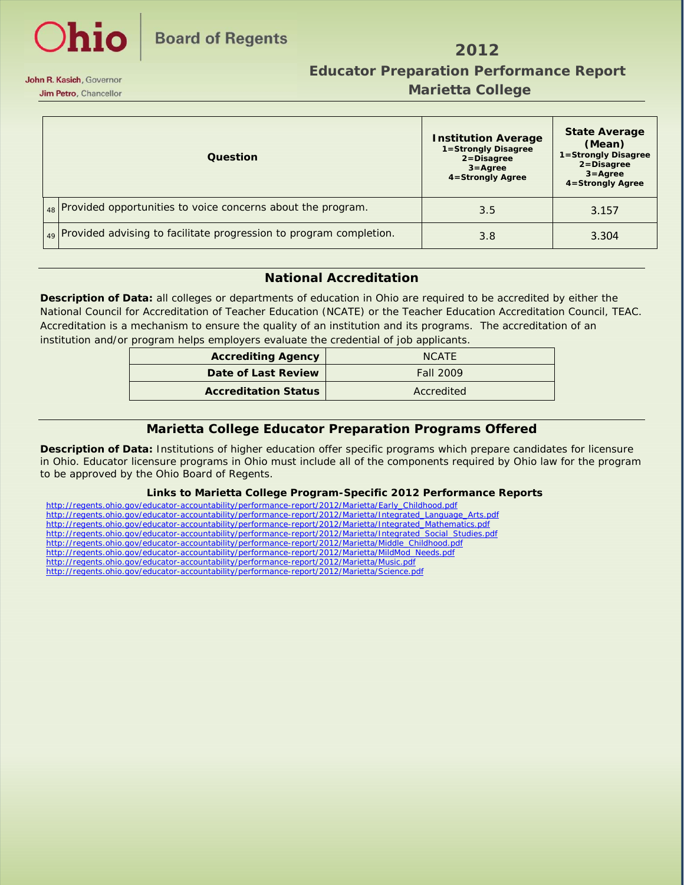| | Question | Institution Average 1=Strongly Disagree 2=Disagree 3=Agree 4=Strongly Agree | State Average (Mean) 1=Strongly Disagree 2=Disagree 3=Agree 4=Strongly Agree |
|---|---|---|---|
| 48 | Provided opportunities to voice concerns about the program. | 3.5 | 3.157 |
| 49 | Provided advising to facilitate progression to program completion. | 3.8 | 3.304 |

## National Accreditation

**Description of Data:** all colleges or departments of education in Ohio are required to be accredited by either the National Council for Accreditation of Teacher Education (NCATE) or the Teacher Education Accreditation Council, TEAC. Accreditation is a mechanism to ensure the quality of an institution and its programs. The accreditation of an institution and/or program helps employers evaluate the credential of job applicants.

| | |
|---|---|
| **Accrediting Agency** | NCATE |
| **Date of Last Review** | Fall 2009 |
| **Accreditation Status** | Accredited |

## Marietta College Educator Preparation Programs Offered

**Description of Data:** Institutions of higher education offer specific programs which prepare candidates for licensure in Ohio. Educator licensure programs in Ohio must include all of the components required by Ohio law for the program to be approved by the Ohio Board of Regents.

### Links to Marietta College Program-Specific 2012 Performance Reports

http://regents.ohio.gov/educator-accountability/performance-report/2012/Marietta/Early_Childhood.pdf
http://regents.ohio.gov/educator-accountability/performance-report/2012/Marietta/Integrated_Language_Arts.pdf
http://regents.ohio.gov/educator-accountability/performance-report/2012/Marietta/Integrated_Mathematics.pdf
http://regents.ohio.gov/educator-accountability/performance-report/2012/Marietta/Integrated_Social_Studies.pdf
http://regents.ohio.gov/educator-accountability/performance-report/2012/Marietta/Middle_Childhood.pdf
http://regents.ohio.gov/educator-accountability/performance-report/2012/Marietta/MildMod_Needs.pdf
http://regents.ohio.gov/educator-accountability/performance-report/2012/Marietta/Music.pdf
http://regents.ohio.gov/educator-accountability/performance-report/2012/Marietta/Science.pdf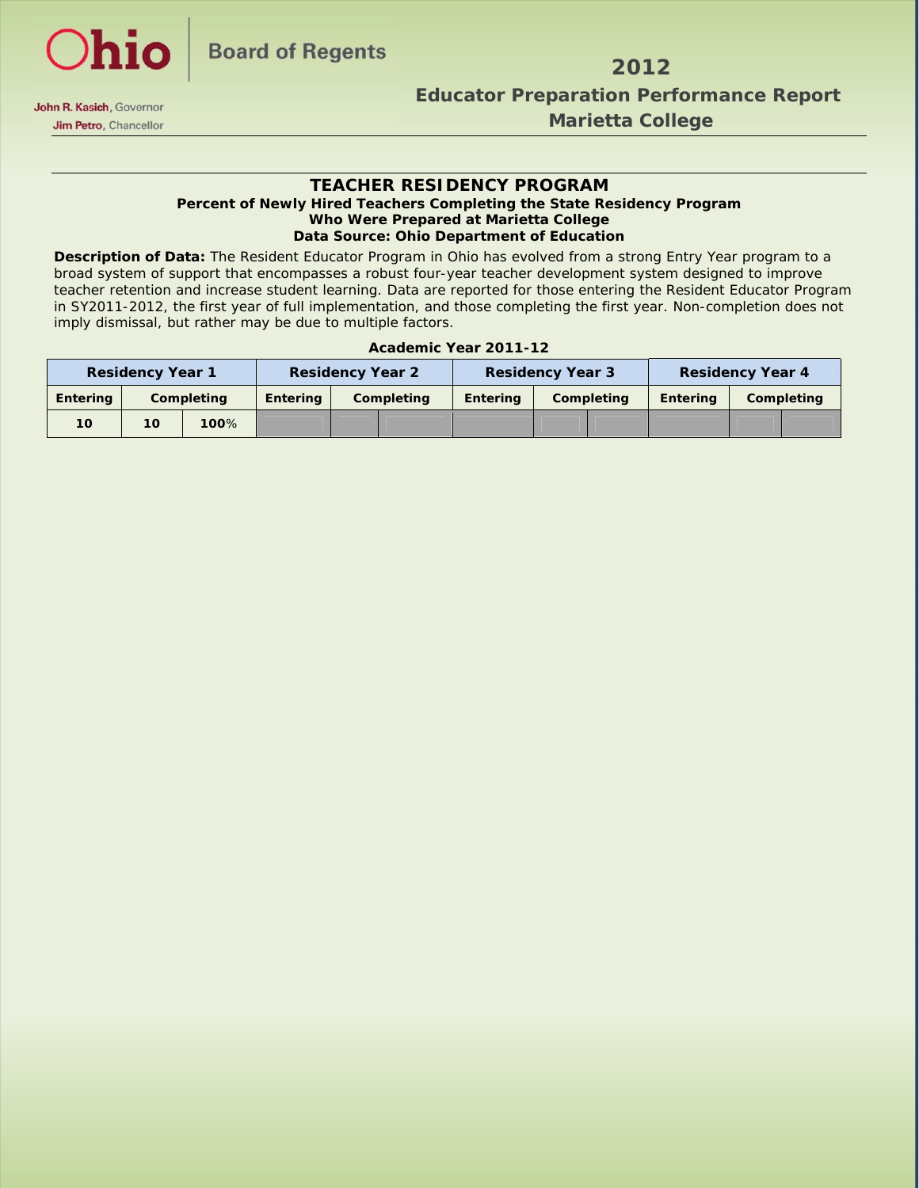Ohio Board of Regents

John R. Kasich, Governor
Jim Petro, Chancellor

# 2012
## Educator Preparation Performance Report
## Marietta College

### TEACHER RESIDENCY PROGRAM

**Percent of Newly Hired Teachers Completing the State Residency Program**
**Who Were Prepared at Marietta College**
**Data Source: Ohio Department of Education**

**Description of Data:** The Resident Educator Program in Ohio has evolved from a strong Entry Year program to a broad system of support that encompasses a robust four-year teacher development system designed to improve teacher retention and increase student learning. Data are reported for those entering the Resident Educator Program in SY2011-2012, the first year of full implementation, and those completing the first year. Non-completion does not imply dismissal, but rather may be due to multiple factors.

**Academic Year 2011-12**

| Residency Year 1 | | | Residency Year 2 | | | Residency Year 3 | | | Residency Year 4 | | |
|---|---|---|---|---|---|---|---|---|---|---|---|
| Entering | Completing | | Entering | Completing | | Entering | Completing | | Entering | Completing | |
| 10 | 10 | 100% | | | | | | | | | |